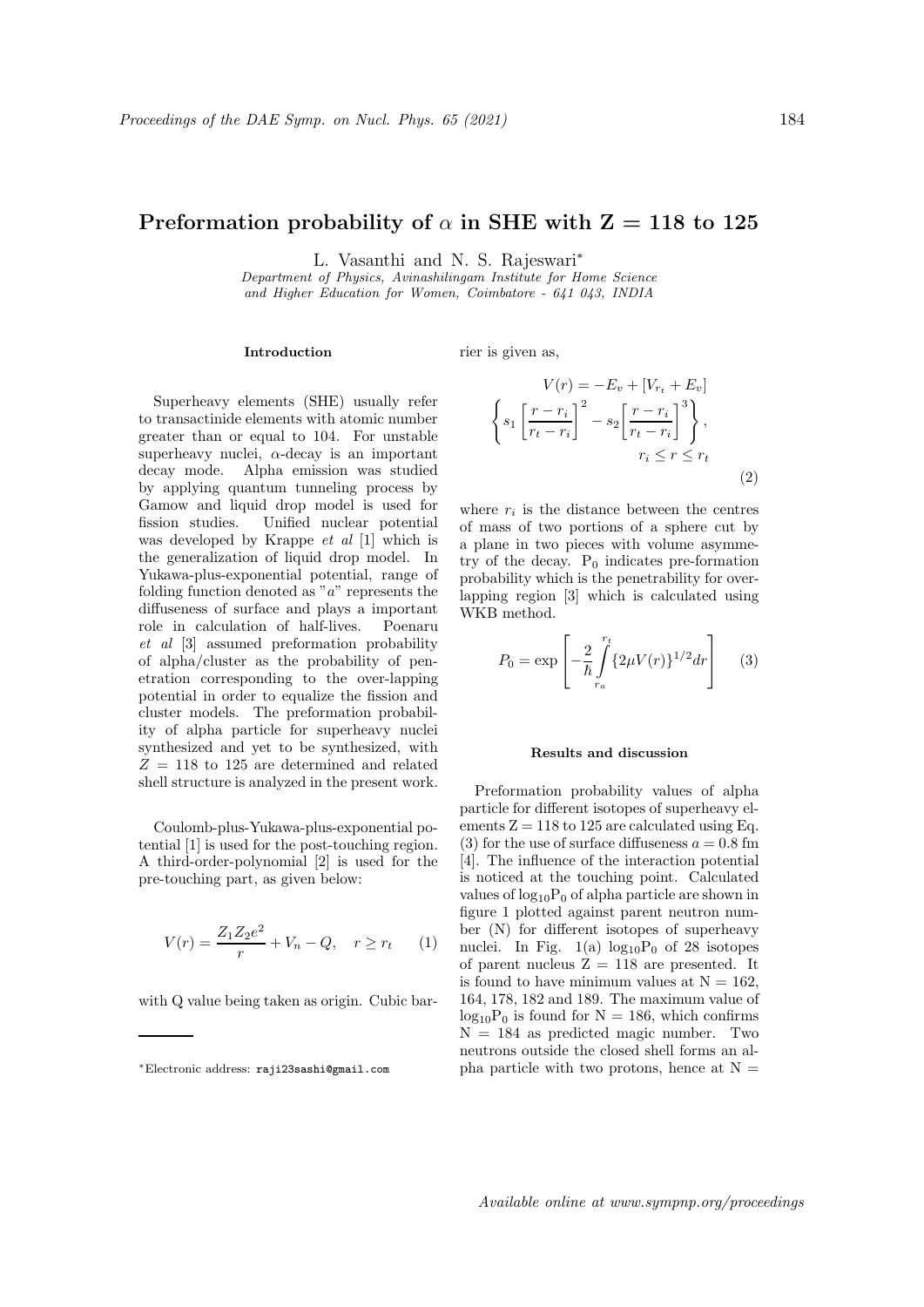# Preformation probability of $\alpha$ in SHE with Z = 118 to 125

L. Vasanthi and N. S. Rajeswari*

*Department of Physics, Avinashilingam Institute for Home Science and Higher Education for Women, Coimbatore - 641 043, INDIA*

### Introduction

Superheavy elements (SHE) usually refer to transactinide elements with atomic number greater than or equal to 104. For unstable superheavy nuclei, $\alpha$-decay is an important decay mode. Alpha emission was studied by applying quantum tunneling process by Gamow and liquid drop model is used for fission studies. Unified nuclear potential was developed by Krappe *et al* [1] which is the generalization of liquid drop model. In Yukawa-plus-exponential potential, range of folding function denoted as "$a$" represents the diffuseness of surface and plays a important role in calculation of half-lives. Poenaru *et al* [3] assumed preformation probability of alpha/cluster as the probability of penetration corresponding to the over-lapping potential in order to equalize the fission and cluster models. The preformation probability of alpha particle for superheavy nuclei synthesized and yet to be synthesized, with $Z$ = 118 to 125 are determined and related shell structure is analyzed in the present work.

Coulomb-plus-Yukawa-plus-exponential potential [1] is used for the post-touching region. A third-order-polynomial [2] is used for the pre-touching part, as given below:

$$V(r) = \frac{Z_1 Z_2 e^2}{r} + V_n - Q, \quad r \geq r_t \tag{1}$$

with Q value being taken as origin. Cubic barrier is given as,

$$V(r) = -E_v + [V_{r_t} + E_v] \left\{ s_1 \left[\frac{r - r_i}{r_t - r_i}\right]^2 - s_2 \left[\frac{r - r_i}{r_t - r_i}\right]^3 \right\}, \quad r_i \leq r \leq r_t \tag{2}$$

where $r_i$ is the distance between the centres of mass of two portions of a sphere cut by a plane in two pieces with volume asymmetry of the decay. $P_0$ indicates pre-formation probability which is the penetrability for overlapping region [3] which is calculated using WKB method.

$$P_0 = \exp\left[-\frac{2}{\hbar}\int_{r_a}^{r_t} \{2\mu V(r)\}^{1/2} dr\right] \tag{3}$$

### Results and discussion

Preformation probability values of alpha particle for different isotopes of superheavy elements Z = 118 to 125 are calculated using Eq. (3) for the use of surface diffuseness $a = 0.8$ fm [4]. The influence of the interaction potential is noticed at the touching point. Calculated values of $\log_{10}\mathrm{P}_0$ of alpha particle are shown in figure 1 plotted against parent neutron number (N) for different isotopes of superheavy nuclei. In Fig. 1(a) $\log_{10}\mathrm{P}_0$ of 28 isotopes of parent nucleus Z = 118 are presented. It is found to have minimum values at N = 162, 164, 178, 182 and 189. The maximum value of $\log_{10}\mathrm{P}_0$ is found for N = 186, which confirms N = 184 as predicted magic number. Two neutrons outside the closed shell forms an alpha particle with two protons, hence at N =

*Electronic address: raji23sashi@gmail.com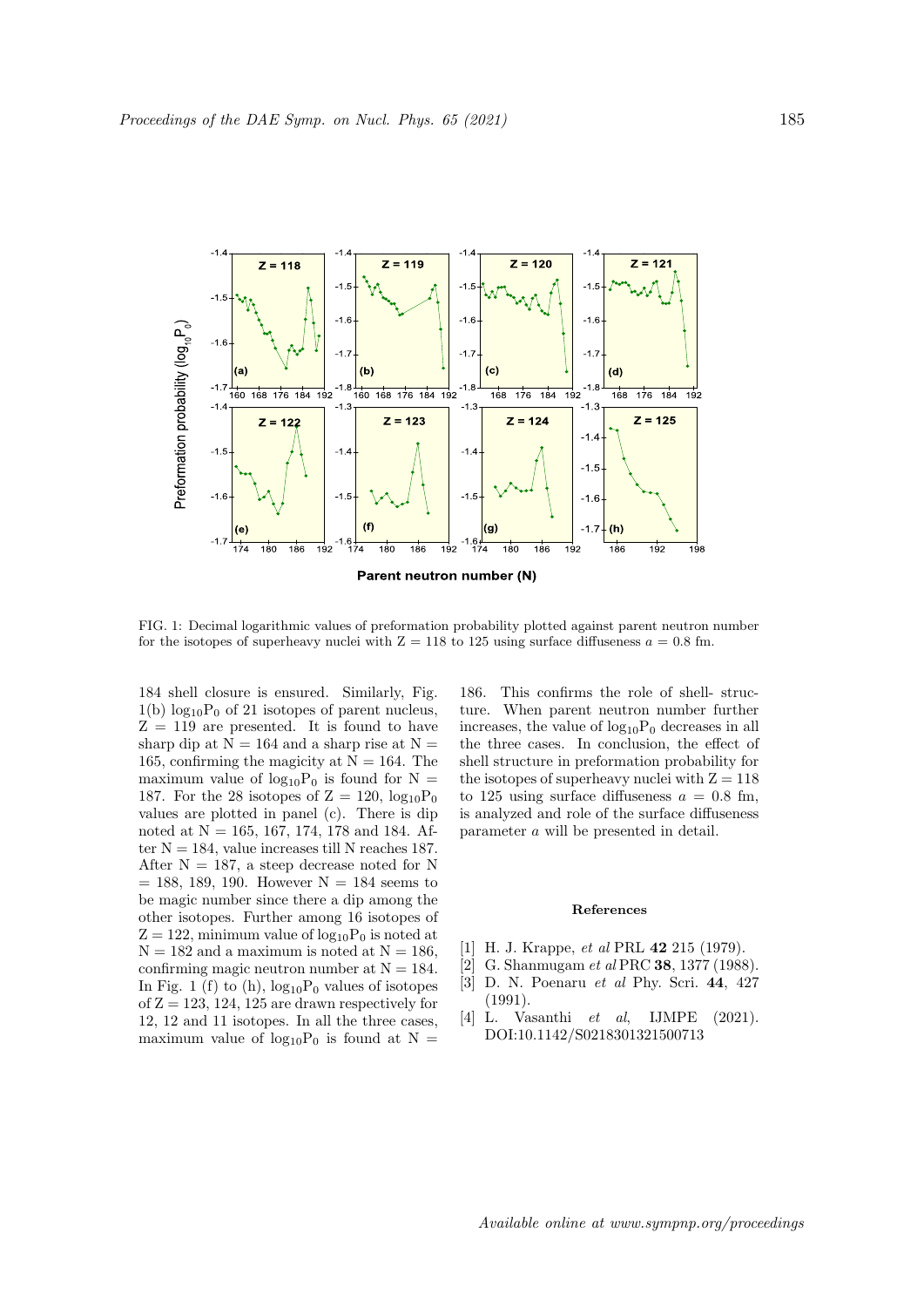Z = 118

Z = 119

Z = 120

Z = 121

Z = 122

Z = 123

Z = 124

Z = 125

Preformation probability ($\log_{10} P_0$)

Parent neutron number (N)

FIG. 1: Decimal logarithmic values of preformation probability plotted against parent neutron number for the isotopes of superheavy nuclei with Z = 118 to 125 using surface diffuseness $a$ = 0.8 fm.

184 shell closure is ensured. Similarly, Fig. 1(b) $\log_{10}P_0$ of 21 isotopes of parent nucleus, Z = 119 are presented. It is found to have sharp dip at N = 164 and a sharp rise at N = 165, confirming the magicity at N = 164. The maximum value of $\log_{10}P_0$ is found for N = 187. For the 28 isotopes of Z = 120, $\log_{10}P_0$ values are plotted in panel (c). There is dip noted at N = 165, 167, 174, 178 and 184. After N = 184, value increases till N reaches 187. After N = 187, a steep decrease noted for N = 188, 189, 190. However N = 184 seems to be magic number since there a dip among the other isotopes. Further among 16 isotopes of Z = 122, minimum value of $\log_{10}P_0$ is noted at N = 182 and a maximum is noted at N = 186, confirming magic neutron number at N = 184. In Fig. 1 (f) to (h), $\log_{10}P_0$ values of isotopes of Z = 123, 124, 125 are drawn respectively for 12, 12 and 11 isotopes. In all the three cases, maximum value of $\log_{10}P_0$ is found at N = 186. This confirms the role of shell- structure. When parent neutron number further increases, the value of $\log_{10}P_0$ decreases in all the three cases. In conclusion, the effect of shell structure in preformation probability for the isotopes of superheavy nuclei with Z = 118 to 125 using surface diffuseness $a$ = 0.8 fm, is analyzed and role of the surface diffuseness parameter $a$ will be presented in detail.

## References

[1] H. J. Krappe, *et al* PRL **42** 215 (1979).

[2] G. Shanmugam *et al* PRC **38**, 1377 (1988).

[3] D. N. Poenaru *et al* Phy. Scri. **44**, 427 (1991).

[4] L. Vasanthi *et al*, IJMPE (2021). DOI:10.1142/S0218301321500713